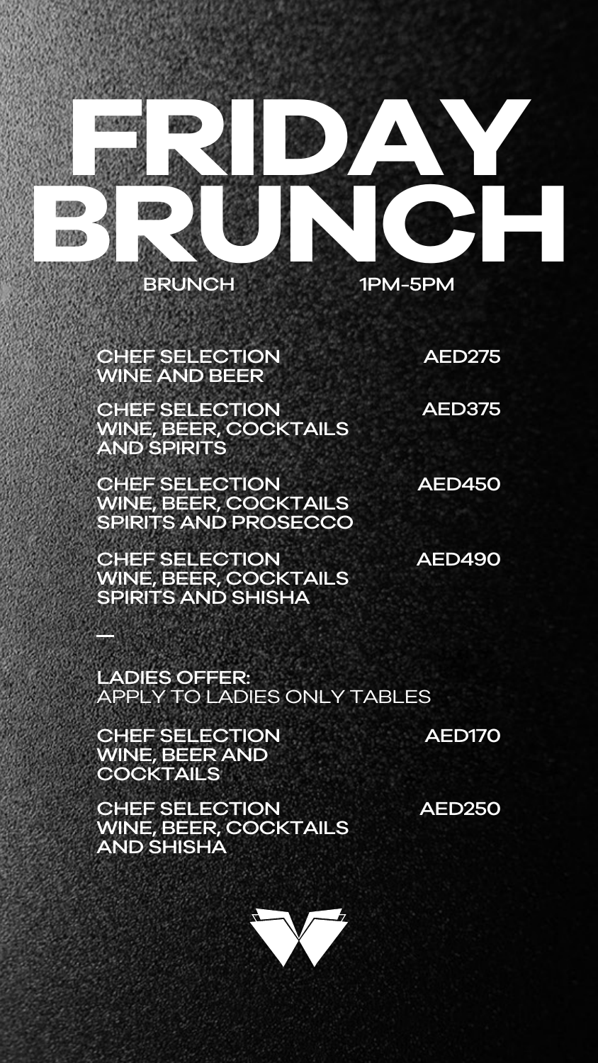# FRIDAY BRUNCH

BRUNCH 1PM-5PM

| | |
|---|---|
| CHEF SELECTION WINE AND BEER | AED275 |
| CHEF SELECTION WINE, BEER, COCKTAILS AND SPIRITS | AED375 |
| CHEF SELECTION WINE, BEER, COCKTAILS SPIRITS AND PROSECCO | AED450 |
| CHEF SELECTION WINE, BEER, COCKTAILS SPIRITS AND SHISHA | AED490 |

—

**LADIES OFFER:**
APPLY TO LADIES ONLY TABLES

| | |
|---|---|
| CHEF SELECTION WINE, BEER AND COCKTAILS | AED170 |
| CHEF SELECTION WINE, BEER, COCKTAILS AND SHISHA | AED250 |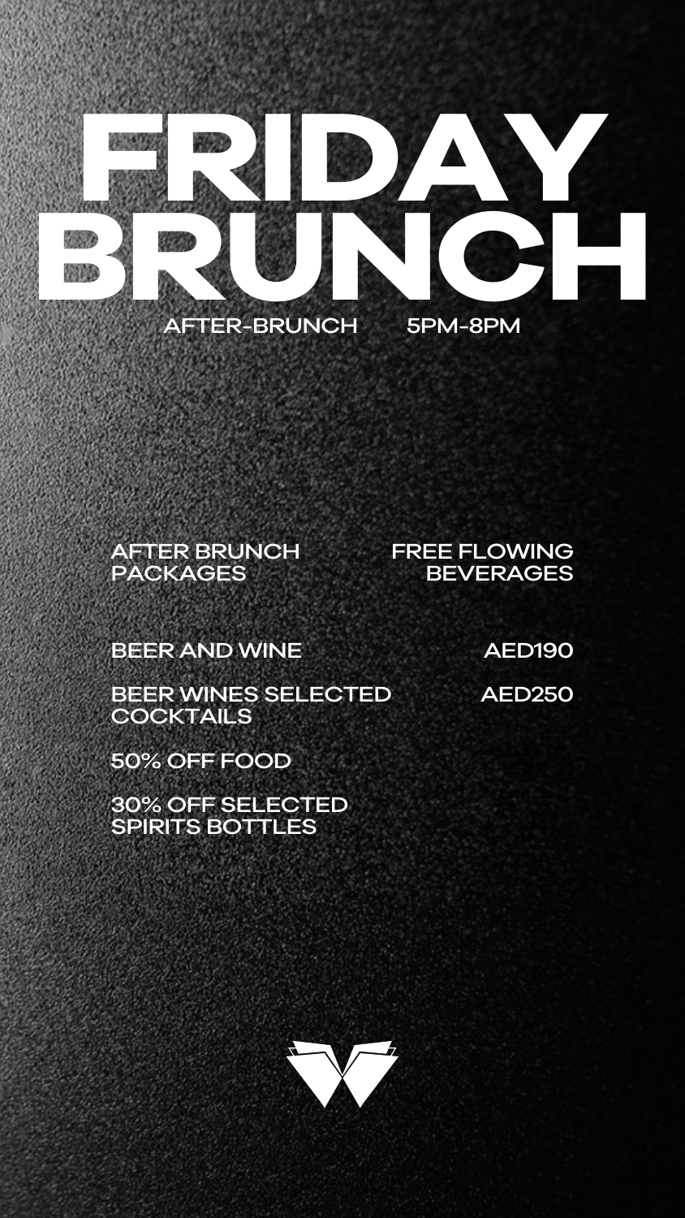# FRIDAY BRUNCH

AFTER-BRUNCH 5PM-8PM

| AFTER BRUNCH PACKAGES | FREE FLOWING BEVERAGES |
|---|---|
| BEER AND WINE | AED190 |
| BEER WINES SELECTED COCKTAILS | AED250 |

50% OFF FOOD

30% OFF SELECTED SPIRITS BOTTLES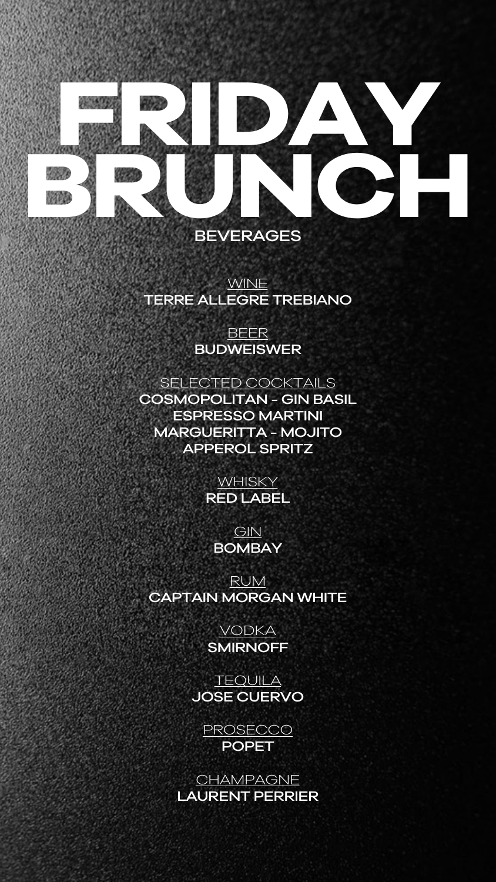# FRIDAY BRUNCH

## BEVERAGES

WINE
**TERRE ALLEGRE TREBIANO**

BEER
**BUDWEISWER**

SELECTED COCKTAILS
**COSMOPOLITAN - GIN BASIL**
**ESPRESSO MARTINI**
**MARGUERITTA - MOJITO**
**APPEROL SPRITZ**

WHISKY
**RED LABEL**

GIN
**BOMBAY**

RUM
**CAPTAIN MORGAN WHITE**

VODKA
**SMIRNOFF**

TEQUILA
**JOSE CUERVO**

PROSECCO
**POPET**

CHAMPAGNE
**LAURENT PERRIER**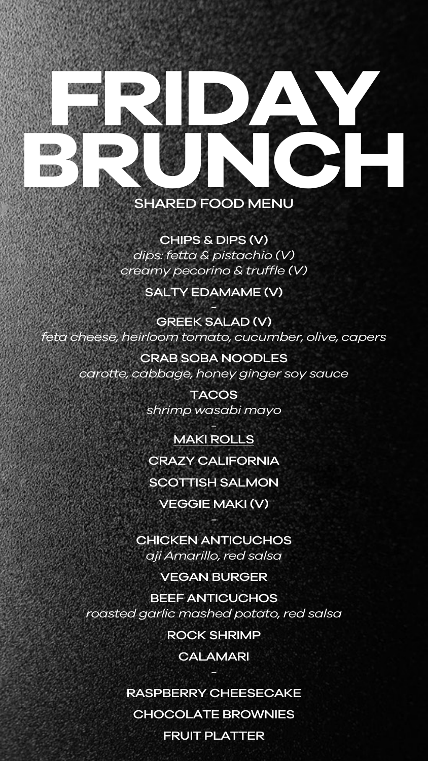# FRIDAY BRUNCH

## SHARED FOOD MENU

**CHIPS & DIPS (V)**
*dips: fetta & pistachio (V)*
*creamy pecorino & truffle (V)*

**SALTY EDAMAME (V)**

–

**GREEK SALAD (V)**
*feta cheese, heirloom tomato, cucumber, olive, capers*

**CRAB SOBA NOODLES**
*carotte, cabbage, honey ginger soy sauce*

**TACOS**
*shrimp wasabi mayo*

–

<u>MAKI ROLLS</u>

**CRAZY CALIFORNIA**

**SCOTTISH SALMON**

**VEGGIE MAKI (V)**

–

**CHICKEN ANTICUCHOS**
*aji Amarillo, red salsa*

**VEGAN BURGER**

**BEEF ANTICUCHOS**
*roasted garlic mashed potato, red salsa*

**ROCK SHRIMP**

**CALAMARI**

–

**RASPBERRY CHEESECAKE**

**CHOCOLATE BROWNIES**

**FRUIT PLATTER**